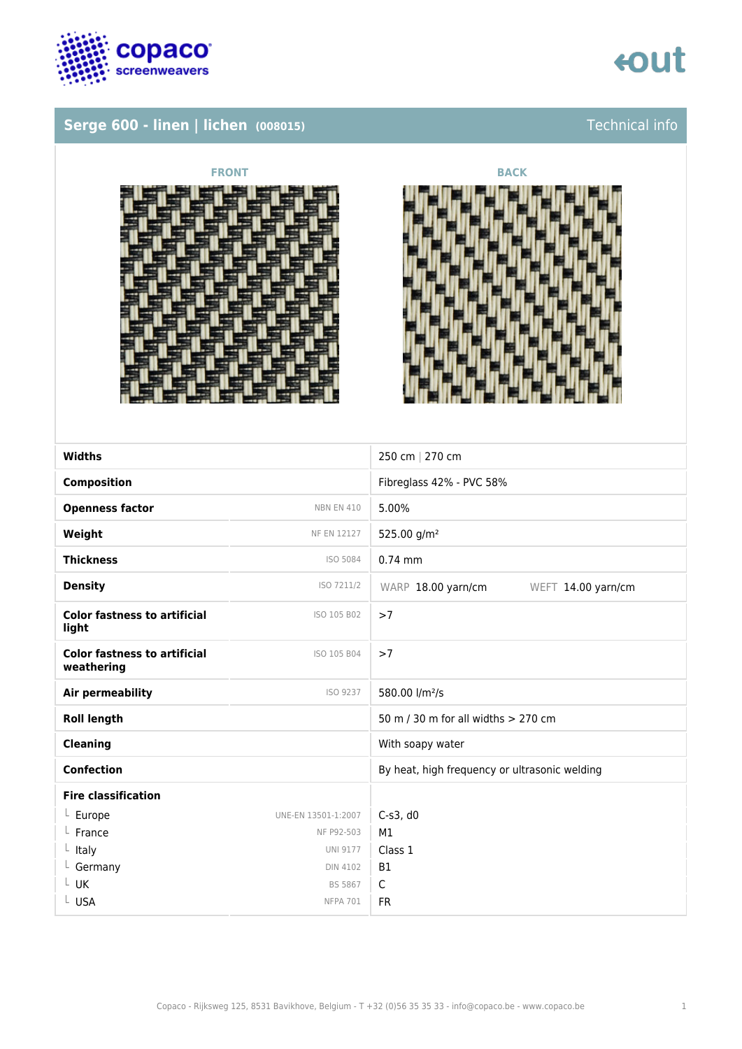## Serge 600 - linen | lichen (008015)

Technical info

FRONT

BACK

| Property | Standard | Value |
|---|---|---|
| **Widths** | | 250 cm \| 270 cm |
| **Composition** | | Fibreglass 42% - PVC 58% |
| **Openness factor** | NBN EN 410 | 5.00% |
| **Weight** | NF EN 12127 | 525.00 g/m² |
| **Thickness** | ISO 5084 | 0.74 mm |
| **Density** | ISO 7211/2 | WARP 18.00 yarn/cm WEFT 14.00 yarn/cm |
| **Color fastness to artificial light** | ISO 105 B02 | >7 |
| **Color fastness to artificial weathering** | ISO 105 B04 | >7 |
| **Air permeability** | ISO 9237 | 580.00 l/m²/s |
| **Roll length** | | 50 m / 30 m for all widths > 270 cm |
| **Cleaning** | | With soapy water |
| **Confection** | | By heat, high frequency or ultrasonic welding |
| **Fire classification** | | |
| └ Europe | UNE-EN 13501-1:2007 | C-s3, d0 |
| └ France | NF P92-503 | M1 |
| └ Italy | UNI 9177 | Class 1 |
| └ Germany | DIN 4102 | B1 |
| └ UK | BS 5867 | C |
| └ USA | NFPA 701 | FR |

Copaco - Rijksweg 125, 8531 Bavikhove, Belgium - T +32 (0)56 35 35 33 - info@copaco.be - www.copaco.be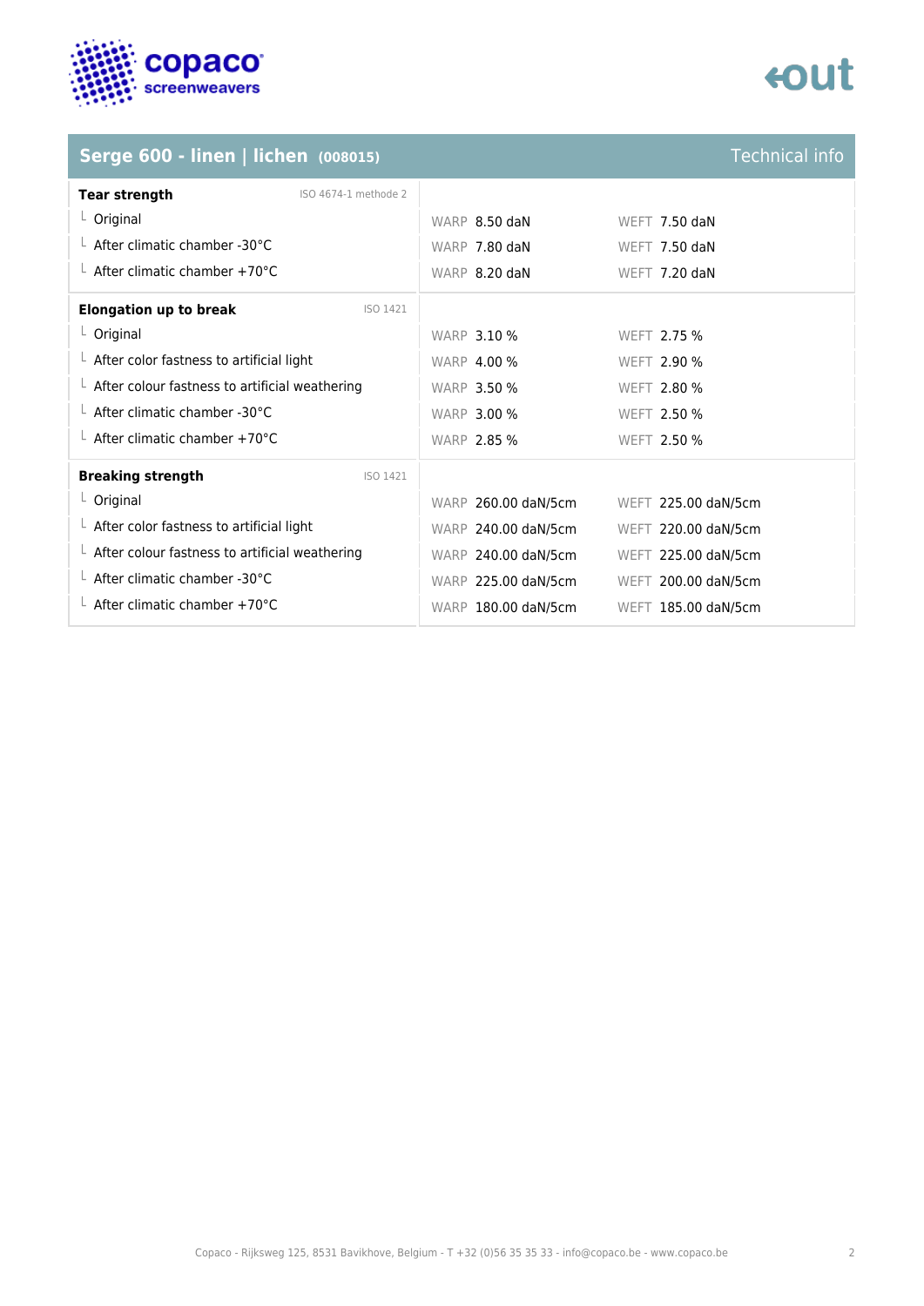## Serge 600 - linen | lichen (008015) — Technical info

| Tear strength (ISO 4674-1 methode 2) | WARP | WEFT |
|---|---|---|
| Original | 8.50 daN | 7.50 daN |
| After climatic chamber -30°C | 7.80 daN | 7.50 daN |
| After climatic chamber +70°C | 8.20 daN | 7.20 daN |

| Elongation up to break (ISO 1421) | WARP | WEFT |
|---|---|---|
| Original | 3.10 % | 2.75 % |
| After color fastness to artificial light | 4.00 % | 2.90 % |
| After colour fastness to artificial weathering | 3.50 % | 2.80 % |
| After climatic chamber -30°C | 3.00 % | 2.50 % |
| After climatic chamber +70°C | 2.85 % | 2.50 % |

| Breaking strength (ISO 1421) | WARP | WEFT |
|---|---|---|
| Original | 260.00 daN/5cm | 225.00 daN/5cm |
| After color fastness to artificial light | 240.00 daN/5cm | 220.00 daN/5cm |
| After colour fastness to artificial weathering | 240.00 daN/5cm | 225.00 daN/5cm |
| After climatic chamber -30°C | 225.00 daN/5cm | 200.00 daN/5cm |
| After climatic chamber +70°C | 180.00 daN/5cm | 185.00 daN/5cm |

Copaco - Rijksweg 125, 8531 Bavikhove, Belgium - T +32 (0)56 35 35 33 - info@copaco.be - www.copaco.be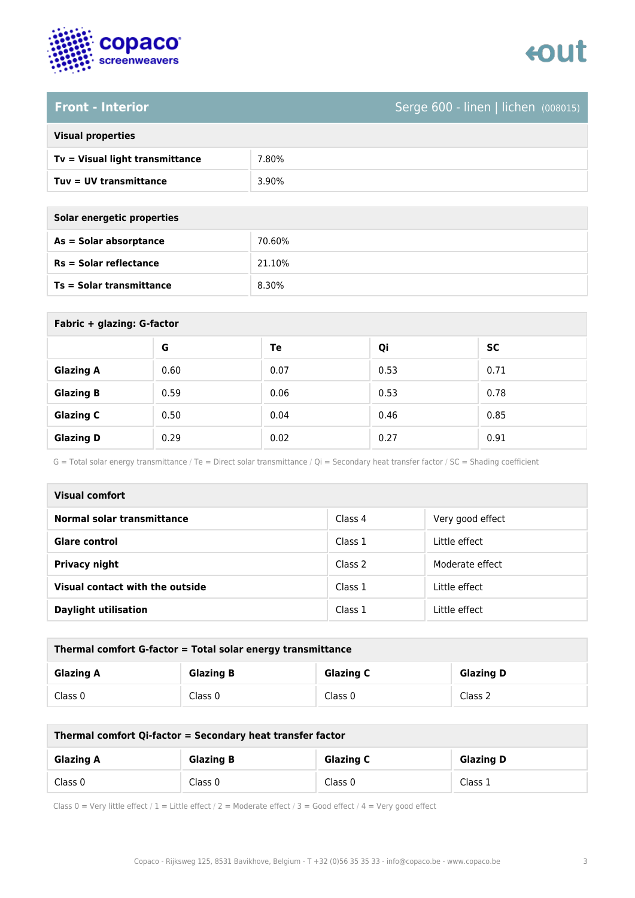## Front - Interior

Serge 600 - linen | lichen (008015)

| Visual properties | |
|---|---|
| **Tv = Visual light transmittance** | 7.80% |
| **Tuv = UV transmittance** | 3.90% |

| Solar energetic properties | |
|---|---|
| **As = Solar absorptance** | 70.60% |
| **Rs = Solar reflectance** | 21.10% |
| **Ts = Solar transmittance** | 8.30% |

**Fabric + glazing: G-factor**

| | G | Te | Qi | SC |
|---|---|---|---|---|
| **Glazing A** | 0.60 | 0.07 | 0.53 | 0.71 |
| **Glazing B** | 0.59 | 0.06 | 0.53 | 0.78 |
| **Glazing C** | 0.50 | 0.04 | 0.46 | 0.85 |
| **Glazing D** | 0.29 | 0.02 | 0.27 | 0.91 |

G = Total solar energy transmittance / Te = Direct solar transmittance / Qi = Secondary heat transfer factor / SC = Shading coefficient

| Visual comfort | | |
|---|---|---|
| **Normal solar transmittance** | Class 4 | Very good effect |
| **Glare control** | Class 1 | Little effect |
| **Privacy night** | Class 2 | Moderate effect |
| **Visual contact with the outside** | Class 1 | Little effect |
| **Daylight utilisation** | Class 1 | Little effect |

**Thermal comfort G-factor = Total solar energy transmittance**

| Glazing A | Glazing B | Glazing C | Glazing D |
|---|---|---|---|
| Class 0 | Class 0 | Class 0 | Class 2 |

**Thermal comfort Qi-factor = Secondary heat transfer factor**

| Glazing A | Glazing B | Glazing C | Glazing D |
|---|---|---|---|
| Class 0 | Class 0 | Class 0 | Class 1 |

Class 0 = Very little effect / 1 = Little effect / 2 = Moderate effect / 3 = Good effect / 4 = Very good effect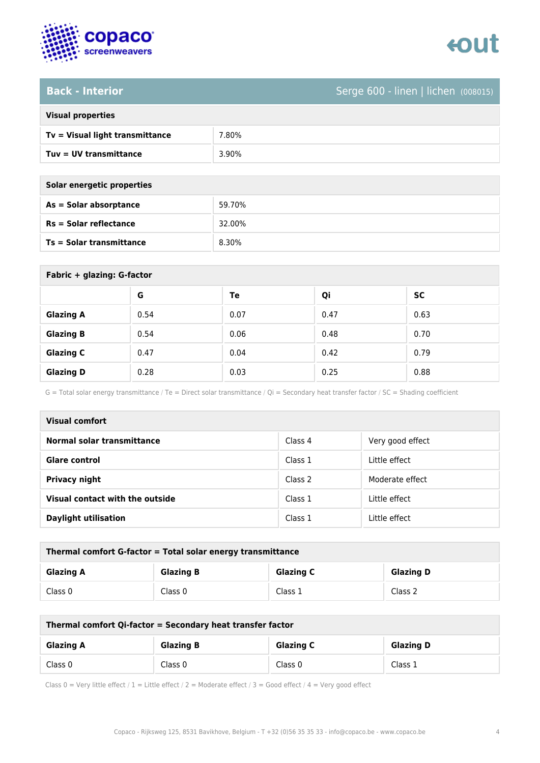## Back - Interior

Serge 600 - linen | lichen (008015)

| Visual properties | |
|---|---|
| **Tv = Visual light transmittance** | 7.80% |
| **Tuv = UV transmittance** | 3.90% |

| Solar energetic properties | |
|---|---|
| **As = Solar absorptance** | 59.70% |
| **Rs = Solar reflectance** | 32.00% |
| **Ts = Solar transmittance** | 8.30% |

**Fabric + glazing: G-factor**

| | G | Te | Qi | SC |
|---|---|---|---|---|
| **Glazing A** | 0.54 | 0.07 | 0.47 | 0.63 |
| **Glazing B** | 0.54 | 0.06 | 0.48 | 0.70 |
| **Glazing C** | 0.47 | 0.04 | 0.42 | 0.79 |
| **Glazing D** | 0.28 | 0.03 | 0.25 | 0.88 |

G = Total solar energy transmittance / Te = Direct solar transmittance / Qi = Secondary heat transfer factor / SC = Shading coefficient

| Visual comfort | | |
|---|---|---|
| **Normal solar transmittance** | Class 4 | Very good effect |
| **Glare control** | Class 1 | Little effect |
| **Privacy night** | Class 2 | Moderate effect |
| **Visual contact with the outside** | Class 1 | Little effect |
| **Daylight utilisation** | Class 1 | Little effect |

**Thermal comfort G-factor = Total solar energy transmittance**

| Glazing A | Glazing B | Glazing C | Glazing D |
|---|---|---|---|
| Class 0 | Class 0 | Class 1 | Class 2 |

**Thermal comfort Qi-factor = Secondary heat transfer factor**

| Glazing A | Glazing B | Glazing C | Glazing D |
|---|---|---|---|
| Class 0 | Class 0 | Class 0 | Class 1 |

Class 0 = Very little effect / 1 = Little effect / 2 = Moderate effect / 3 = Good effect / 4 = Very good effect

Copaco - Rijksweg 125, 8531 Bavikhove, Belgium - T +32 (0)56 35 35 33 - info@copaco.be - www.copaco.be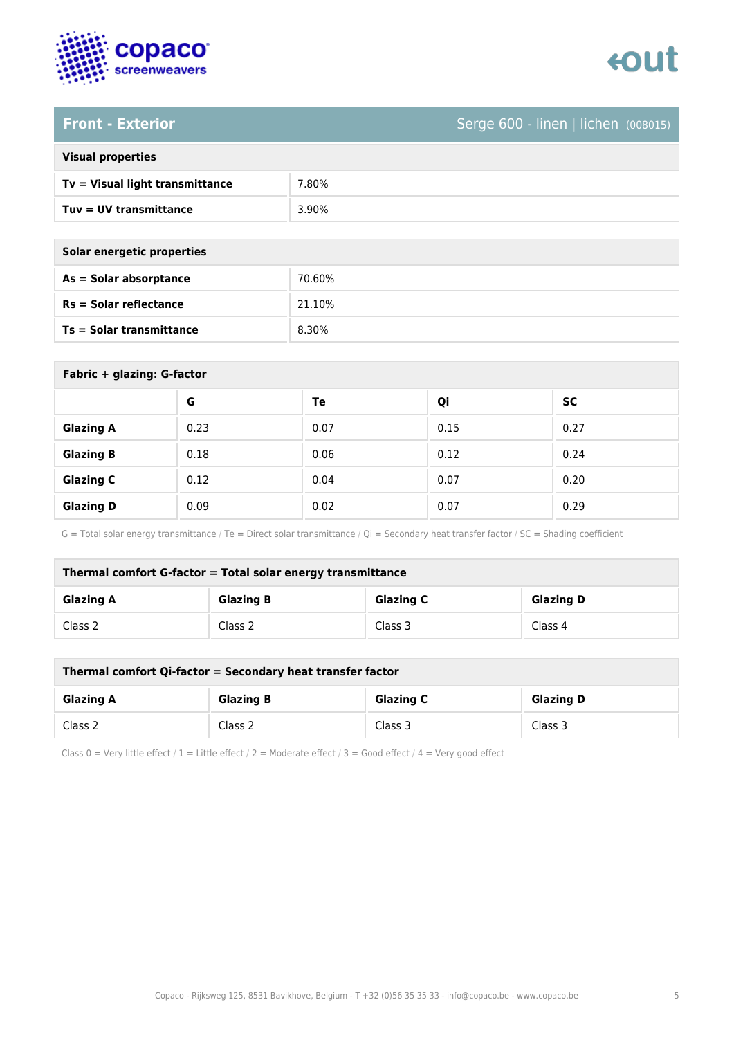## Front - Exterior

Serge 600 - linen | lichen (008015)

| Visual properties | |
|---|---|
| **Tv = Visual light transmittance** | 7.80% |
| **Tuv = UV transmittance** | 3.90% |

| Solar energetic properties | |
|---|---|
| **As = Solar absorptance** | 70.60% |
| **Rs = Solar reflectance** | 21.10% |
| **Ts = Solar transmittance** | 8.30% |

**Fabric + glazing: G-factor**

| | G | Te | Qi | SC |
|---|---|---|---|---|
| **Glazing A** | 0.23 | 0.07 | 0.15 | 0.27 |
| **Glazing B** | 0.18 | 0.06 | 0.12 | 0.24 |
| **Glazing C** | 0.12 | 0.04 | 0.07 | 0.20 |
| **Glazing D** | 0.09 | 0.02 | 0.07 | 0.29 |

G = Total solar energy transmittance / Te = Direct solar transmittance / Qi = Secondary heat transfer factor / SC = Shading coefficient

**Thermal comfort G-factor = Total solar energy transmittance**

| Glazing A | Glazing B | Glazing C | Glazing D |
|---|---|---|---|
| Class 2 | Class 2 | Class 3 | Class 4 |

**Thermal comfort Qi-factor = Secondary heat transfer factor**

| Glazing A | Glazing B | Glazing C | Glazing D |
|---|---|---|---|
| Class 2 | Class 2 | Class 3 | Class 3 |

Class 0 = Very little effect / 1 = Little effect / 2 = Moderate effect / 3 = Good effect / 4 = Very good effect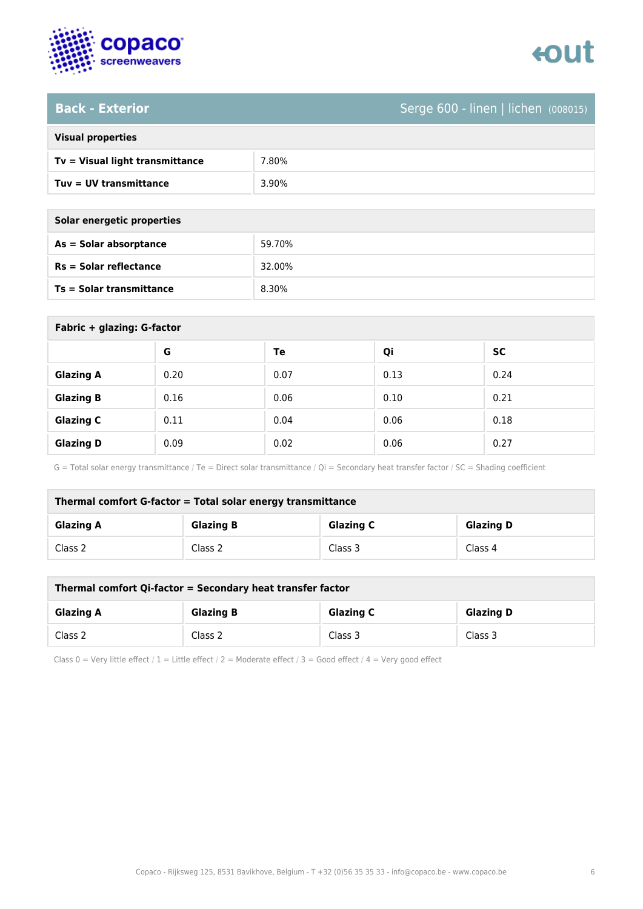## Back - Exterior

Serge 600 - linen | lichen (008015)

| Visual properties | |
|---|---|
| **Tv = Visual light transmittance** | 7.80% |
| **Tuv = UV transmittance** | 3.90% |

| Solar energetic properties | |
|---|---|
| **As = Solar absorptance** | 59.70% |
| **Rs = Solar reflectance** | 32.00% |
| **Ts = Solar transmittance** | 8.30% |

**Fabric + glazing: G-factor**

| | G | Te | Qi | SC |
|---|---|---|---|---|
| **Glazing A** | 0.20 | 0.07 | 0.13 | 0.24 |
| **Glazing B** | 0.16 | 0.06 | 0.10 | 0.21 |
| **Glazing C** | 0.11 | 0.04 | 0.06 | 0.18 |
| **Glazing D** | 0.09 | 0.02 | 0.06 | 0.27 |

G = Total solar energy transmittance / Te = Direct solar transmittance / Qi = Secondary heat transfer factor / SC = Shading coefficient

**Thermal comfort G-factor = Total solar energy transmittance**

| Glazing A | Glazing B | Glazing C | Glazing D |
|---|---|---|---|
| Class 2 | Class 2 | Class 3 | Class 4 |

**Thermal comfort Qi-factor = Secondary heat transfer factor**

| Glazing A | Glazing B | Glazing C | Glazing D |
|---|---|---|---|
| Class 2 | Class 2 | Class 3 | Class 3 |

Class 0 = Very little effect / 1 = Little effect / 2 = Moderate effect / 3 = Good effect / 4 = Very good effect

Copaco - Rijksweg 125, 8531 Bavikhove, Belgium - T +32 (0)56 35 35 33 - info@copaco.be - www.copaco.be